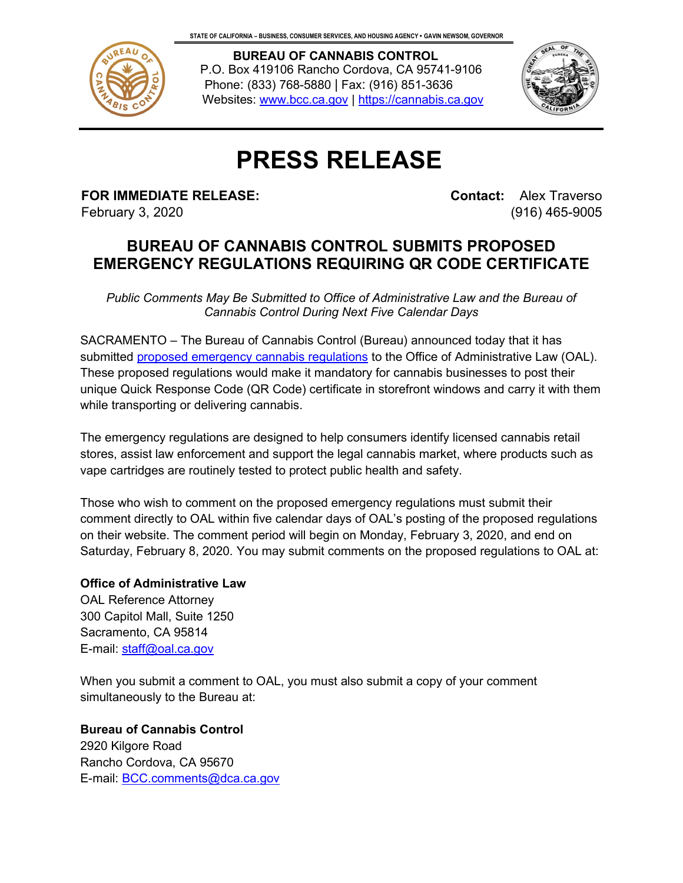STATE OF CALIFORNIA – BUSINESS, CONSUMER SERVICES, AND HOUSING AGENCY • GAVIN NEWSOM, GOVERNOR

**BUREAU OF CANNABIS CONTROL**
P.O. Box 419106 Rancho Cordova, CA 95741-9106
Phone: (833) 768-5880 | Fax: (916) 851-3636
Websites: www.bcc.ca.gov | https://cannabis.ca.gov

# PRESS RELEASE

**FOR IMMEDIATE RELEASE:**
February 3, 2020

**Contact:** Alex Traverso
(916) 465-9005

## BUREAU OF CANNABIS CONTROL SUBMITS PROPOSED EMERGENCY REGULATIONS REQUIRING QR CODE CERTIFICATE

*Public Comments May Be Submitted to Office of Administrative Law and the Bureau of Cannabis Control During Next Five Calendar Days*

SACRAMENTO – The Bureau of Cannabis Control (Bureau) announced today that it has submitted proposed emergency cannabis regulations to the Office of Administrative Law (OAL). These proposed regulations would make it mandatory for cannabis businesses to post their unique Quick Response Code (QR Code) certificate in storefront windows and carry it with them while transporting or delivering cannabis.

The emergency regulations are designed to help consumers identify licensed cannabis retail stores, assist law enforcement and support the legal cannabis market, where products such as vape cartridges are routinely tested to protect public health and safety.

Those who wish to comment on the proposed emergency regulations must submit their comment directly to OAL within five calendar days of OAL's posting of the proposed regulations on their website. The comment period will begin on Monday, February 3, 2020, and end on Saturday, February 8, 2020. You may submit comments on the proposed regulations to OAL at:

**Office of Administrative Law**
OAL Reference Attorney
300 Capitol Mall, Suite 1250
Sacramento, CA 95814
E-mail: staff@oal.ca.gov

When you submit a comment to OAL, you must also submit a copy of your comment simultaneously to the Bureau at:

**Bureau of Cannabis Control**
2920 Kilgore Road
Rancho Cordova, CA 95670
E-mail: BCC.comments@dca.ca.gov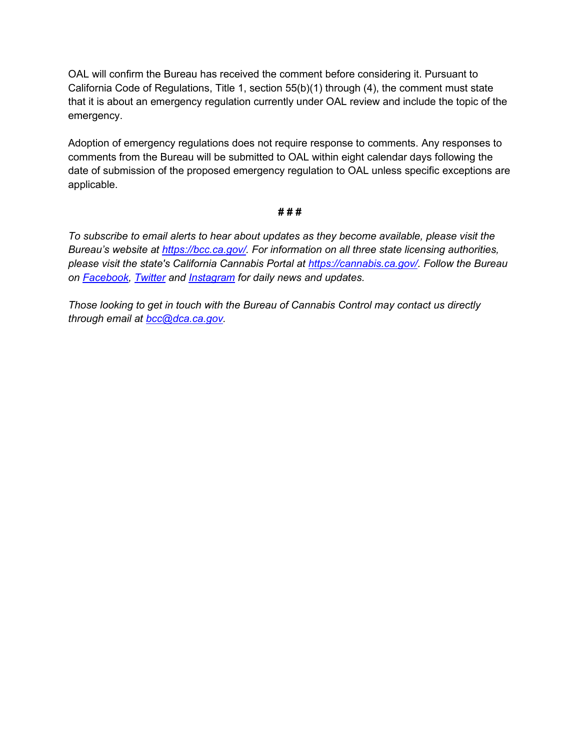OAL will confirm the Bureau has received the comment before considering it. Pursuant to California Code of Regulations, Title 1, section 55(b)(1) through (4), the comment must state that it is about an emergency regulation currently under OAL review and include the topic of the emergency.

Adoption of emergency regulations does not require response to comments. Any responses to comments from the Bureau will be submitted to OAL within eight calendar days following the date of submission of the proposed emergency regulation to OAL unless specific exceptions are applicable.

**# # #**

*To subscribe to email alerts to hear about updates as they become available, please visit the Bureau's website at [https://bcc.ca.gov/](https://bcc.ca.gov/). For information on all three state licensing authorities, please visit the state's California Cannabis Portal at [https://cannabis.ca.gov/](https://cannabis.ca.gov/). Follow the Bureau on Facebook, Twitter and Instagram for daily news and updates.*

*Those looking to get in touch with the Bureau of Cannabis Control may contact us directly through email at [bcc@dca.ca.gov](mailto:bcc@dca.ca.gov).*